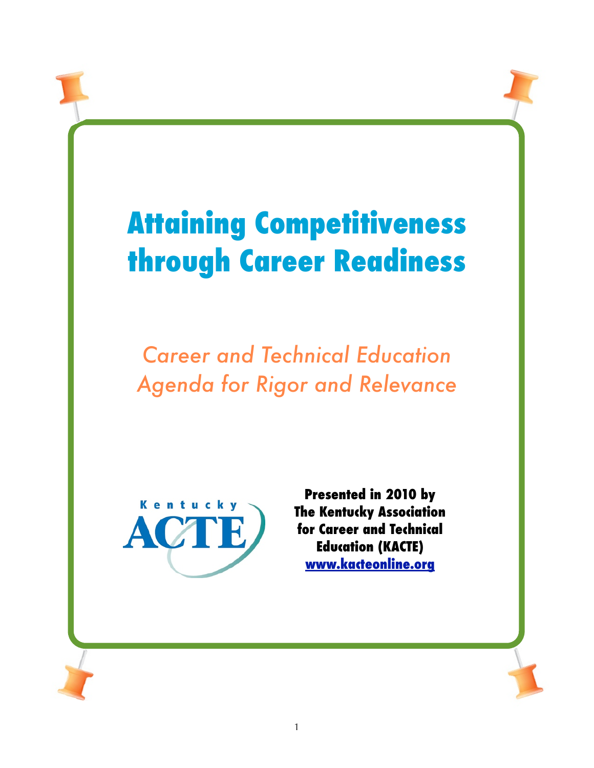# Attaining Competitiveness through Career Readiness

*Career and Technical Education Agenda for Rigor and Relevance*

Kentucky ACTE

**Presented in 2010 by The Kentucky Association for Career and Technical Education (KACTE)**
**www.kacteonline.org**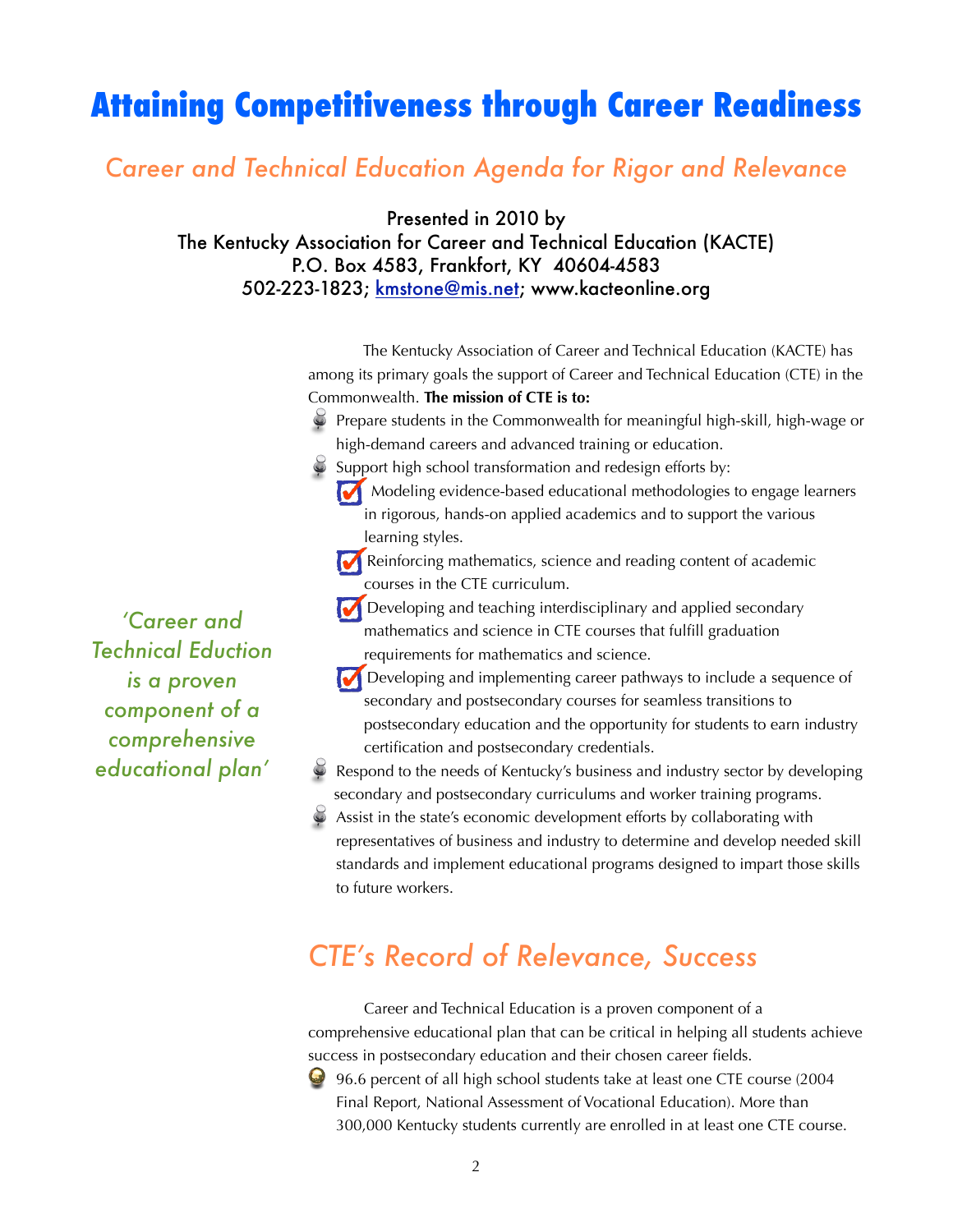# Attaining Competitiveness through Career Readiness

## *Career and Technical Education Agenda for Rigor and Relevance*

Presented in 2010 by
The Kentucky Association for Career and Technical Education (KACTE)
P.O. Box 4583, Frankfort, KY 40604-4583
502-223-1823; kmstone@mis.net; www.kacteonline.org

*'Career and Technical Eduction is a proven component of a comprehensive educational plan'*

The Kentucky Association of Career and Technical Education (KACTE) has among its primary goals the support of Career and Technical Education (CTE) in the Commonwealth. **The mission of CTE is to:**

- Prepare students in the Commonwealth for meaningful high-skill, high-wage or high-demand careers and advanced training or education.
- Support high school transformation and redesign efforts by:
  - Modeling evidence-based educational methodologies to engage learners in rigorous, hands-on applied academics and to support the various learning styles.
  - Reinforcing mathematics, science and reading content of academic courses in the CTE curriculum.
  - Developing and teaching interdisciplinary and applied secondary mathematics and science in CTE courses that fulfill graduation requirements for mathematics and science.
  - Developing and implementing career pathways to include a sequence of secondary and postsecondary courses for seamless transitions to postsecondary education and the opportunity for students to earn industry certification and postsecondary credentials.
- Respond to the needs of Kentucky's business and industry sector by developing secondary and postsecondary curriculums and worker training programs.
- Assist in the state's economic development efforts by collaborating with representatives of business and industry to determine and develop needed skill standards and implement educational programs designed to impart those skills to future workers.

## *CTE's Record of Relevance, Success*

Career and Technical Education is a proven component of a comprehensive educational plan that can be critical in helping all students achieve success in postsecondary education and their chosen career fields.

- 96.6 percent of all high school students take at least one CTE course (2004 Final Report, National Assessment of Vocational Education). More than 300,000 Kentucky students currently are enrolled in at least one CTE course.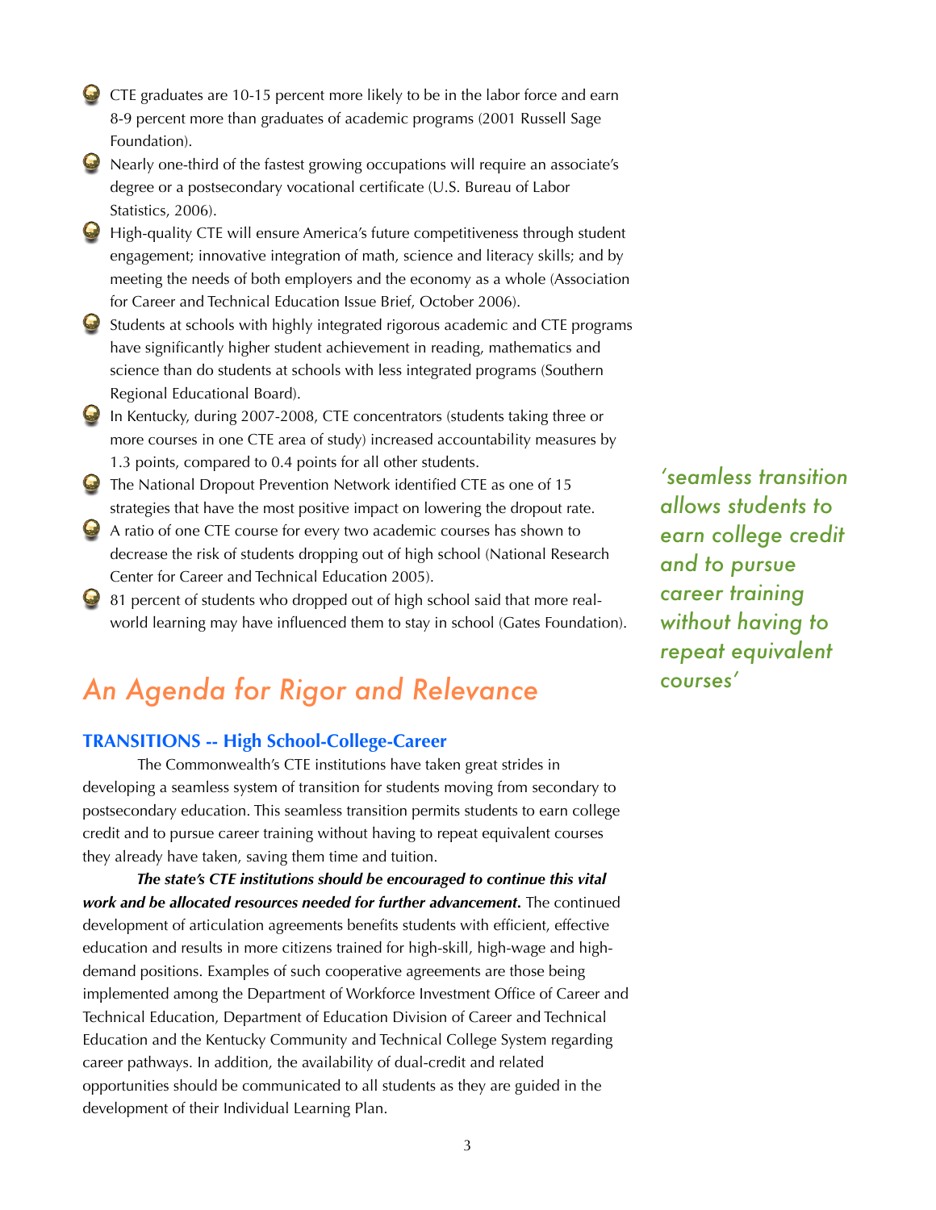- CTE graduates are 10-15 percent more likely to be in the labor force and earn 8-9 percent more than graduates of academic programs (2001 Russell Sage Foundation).
- Nearly one-third of the fastest growing occupations will require an associate's degree or a postsecondary vocational certificate (U.S. Bureau of Labor Statistics, 2006).
- High-quality CTE will ensure America's future competitiveness through student engagement; innovative integration of math, science and literacy skills; and by meeting the needs of both employers and the economy as a whole (Association for Career and Technical Education Issue Brief, October 2006).
- Students at schools with highly integrated rigorous academic and CTE programs have significantly higher student achievement in reading, mathematics and science than do students at schools with less integrated programs (Southern Regional Educational Board).
- In Kentucky, during 2007-2008, CTE concentrators (students taking three or more courses in one CTE area of study) increased accountability measures by 1.3 points, compared to 0.4 points for all other students.
- The National Dropout Prevention Network identified CTE as one of 15 strategies that have the most positive impact on lowering the dropout rate.
- A ratio of one CTE course for every two academic courses has shown to decrease the risk of students dropping out of high school (National Research Center for Career and Technical Education 2005).
- 81 percent of students who dropped out of high school said that more real-world learning may have influenced them to stay in school (Gates Foundation).

*'seamless transition allows students to earn college credit and to pursue career training without having to repeat equivalent courses'*

# *An Agenda for Rigor and Relevance*

### TRANSITIONS -- High School-College-Career

The Commonwealth's CTE institutions have taken great strides in developing a seamless system of transition for students moving from secondary to postsecondary education. This seamless transition permits students to earn college credit and to pursue career training without having to repeat equivalent courses they already have taken, saving them time and tuition.

***The state's CTE institutions should be encouraged to continue this vital work and be allocated resources needed for further advancement.*** The continued development of articulation agreements benefits students with efficient, effective education and results in more citizens trained for high-skill, high-wage and high-demand positions. Examples of such cooperative agreements are those being implemented among the Department of Workforce Investment Office of Career and Technical Education, Department of Education Division of Career and Technical Education and the Kentucky Community and Technical College System regarding career pathways. In addition, the availability of dual-credit and related opportunities should be communicated to all students as they are guided in the development of their Individual Learning Plan.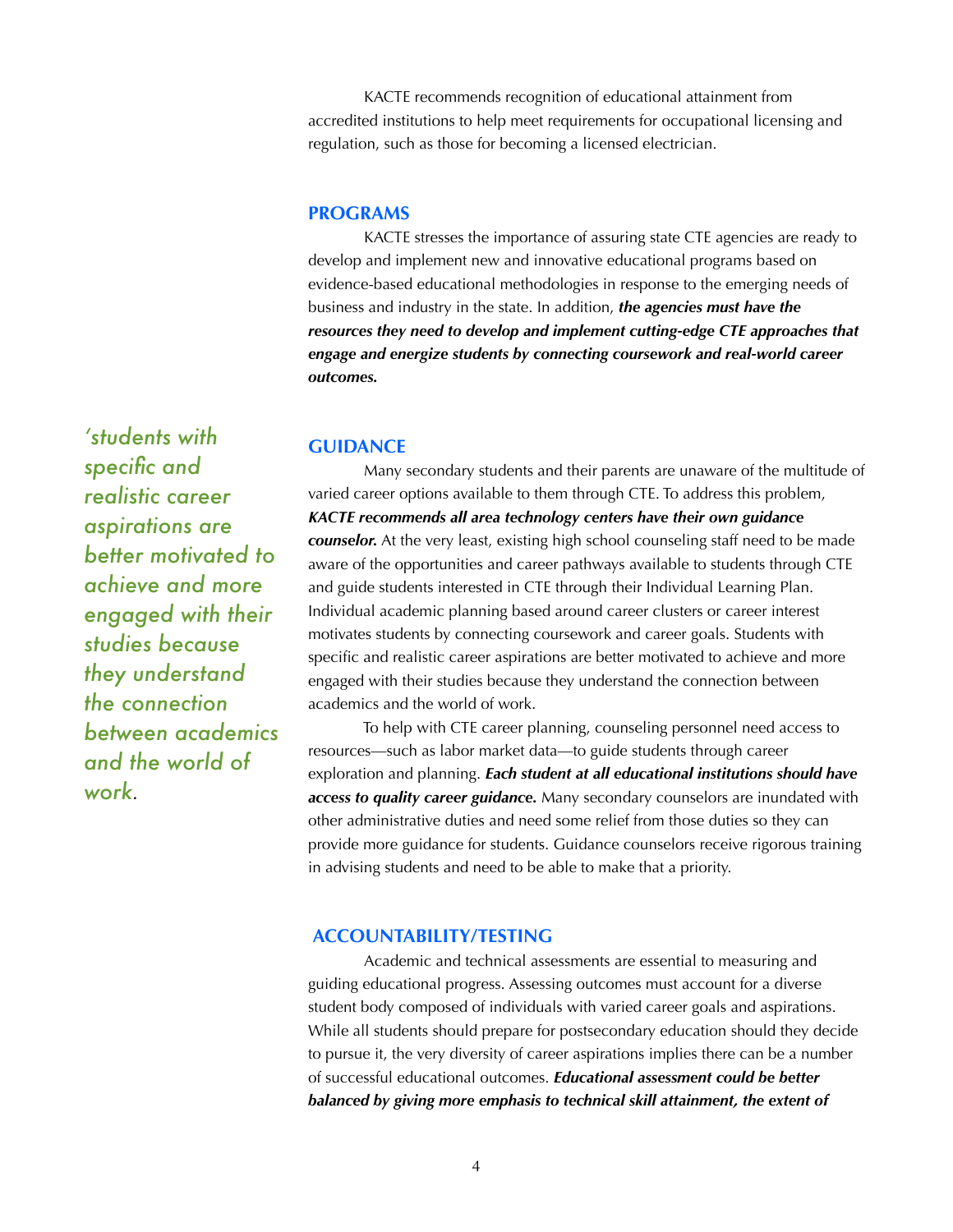KACTE recommends recognition of educational attainment from accredited institutions to help meet requirements for occupational licensing and regulation, such as those for becoming a licensed electrician.

## PROGRAMS

KACTE stresses the importance of assuring state CTE agencies are ready to develop and implement new and innovative educational programs based on evidence-based educational methodologies in response to the emerging needs of business and industry in the state. In addition, ***the agencies must have the resources they need to develop and implement cutting-edge CTE approaches that engage and energize students by connecting coursework and real-world career outcomes.***

## GUIDANCE

*'students with specific and realistic career aspirations are better motivated to achieve and more engaged with their studies because they understand the connection between academics and the world of work.*

Many secondary students and their parents are unaware of the multitude of varied career options available to them through CTE. To address this problem, ***KACTE recommends all area technology centers have their own guidance counselor.*** At the very least, existing high school counseling staff need to be made aware of the opportunities and career pathways available to students through CTE and guide students interested in CTE through their Individual Learning Plan. Individual academic planning based around career clusters or career interest motivates students by connecting coursework and career goals. Students with specific and realistic career aspirations are better motivated to achieve and more engaged with their studies because they understand the connection between academics and the world of work.

To help with CTE career planning, counseling personnel need access to resources—such as labor market data—to guide students through career exploration and planning. ***Each student at all educational institutions should have access to quality career guidance.*** Many secondary counselors are inundated with other administrative duties and need some relief from those duties so they can provide more guidance for students. Guidance counselors receive rigorous training in advising students and need to be able to make that a priority.

## ACCOUNTABILITY/TESTING

Academic and technical assessments are essential to measuring and guiding educational progress. Assessing outcomes must account for a diverse student body composed of individuals with varied career goals and aspirations. While all students should prepare for postsecondary education should they decide to pursue it, the very diversity of career aspirations implies there can be a number of successful educational outcomes. ***Educational assessment could be better balanced by giving more emphasis to technical skill attainment, the extent of***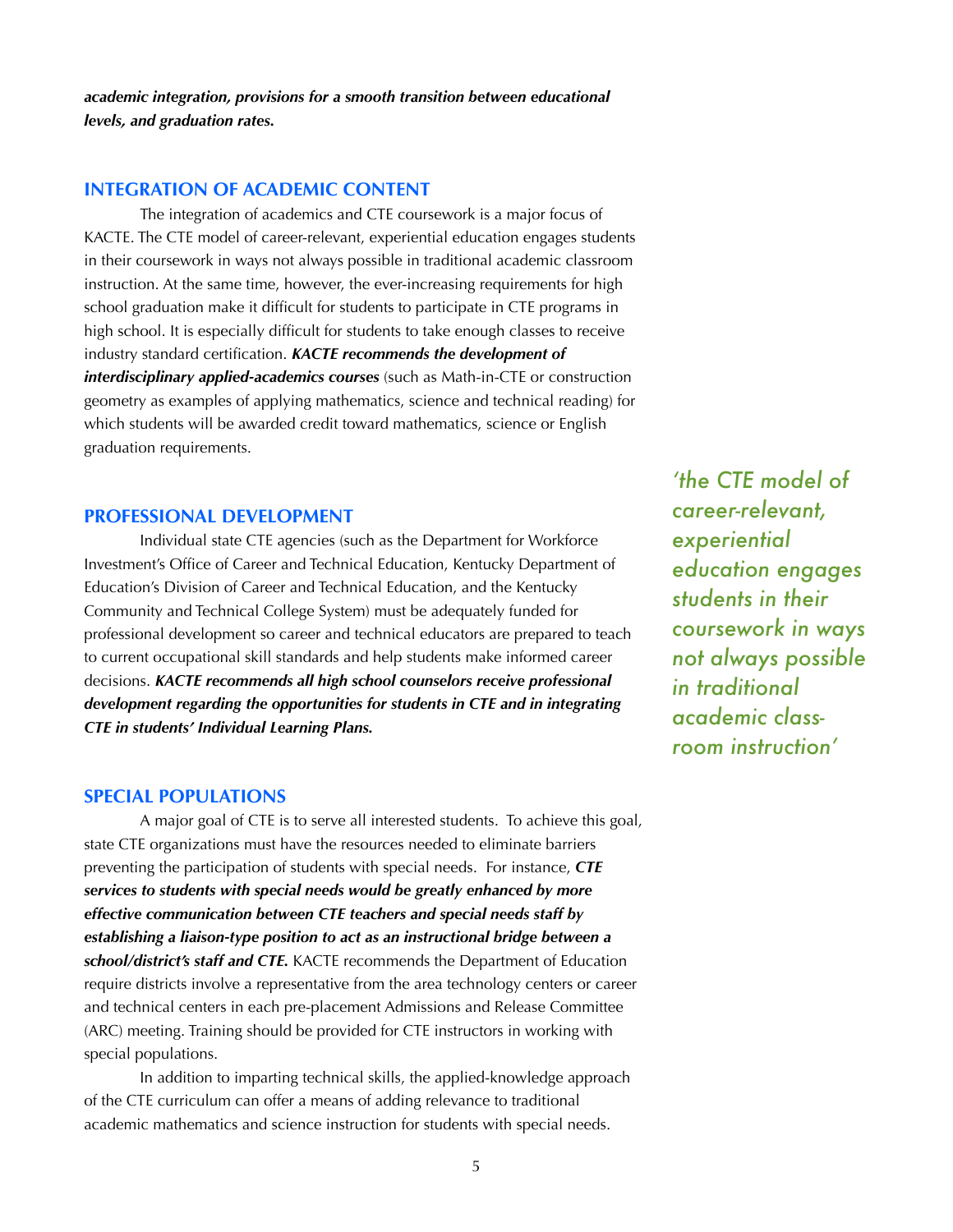***academic integration, provisions for a smooth transition between educational levels, and graduation rates.***

## INTEGRATION OF ACADEMIC CONTENT

The integration of academics and CTE coursework is a major focus of KACTE. The CTE model of career-relevant, experiential education engages students in their coursework in ways not always possible in traditional academic classroom instruction. At the same time, however, the ever-increasing requirements for high school graduation make it difficult for students to participate in CTE programs in high school. It is especially difficult for students to take enough classes to receive industry standard certification. ***KACTE recommends the development of interdisciplinary applied-academics courses*** (such as Math-in-CTE or construction geometry as examples of applying mathematics, science and technical reading) for which students will be awarded credit toward mathematics, science or English graduation requirements.

*'the CTE model of career-relevant, experiential education engages students in their coursework in ways not always possible in traditional academic classroom instruction'*

## PROFESSIONAL DEVELOPMENT

Individual state CTE agencies (such as the Department for Workforce Investment's Office of Career and Technical Education, Kentucky Department of Education's Division of Career and Technical Education, and the Kentucky Community and Technical College System) must be adequately funded for professional development so career and technical educators are prepared to teach to current occupational skill standards and help students make informed career decisions. ***KACTE recommends all high school counselors receive professional development regarding the opportunities for students in CTE and in integrating CTE in students' Individual Learning Plans.***

## SPECIAL POPULATIONS

A major goal of CTE is to serve all interested students. To achieve this goal, state CTE organizations must have the resources needed to eliminate barriers preventing the participation of students with special needs. For instance, ***CTE services to students with special needs would be greatly enhanced by more effective communication between CTE teachers and special needs staff by establishing a liaison-type position to act as an instructional bridge between a school/district's staff and CTE.*** KACTE recommends the Department of Education require districts involve a representative from the area technology centers or career and technical centers in each pre-placement Admissions and Release Committee (ARC) meeting. Training should be provided for CTE instructors in working with special populations.

In addition to imparting technical skills, the applied-knowledge approach of the CTE curriculum can offer a means of adding relevance to traditional academic mathematics and science instruction for students with special needs.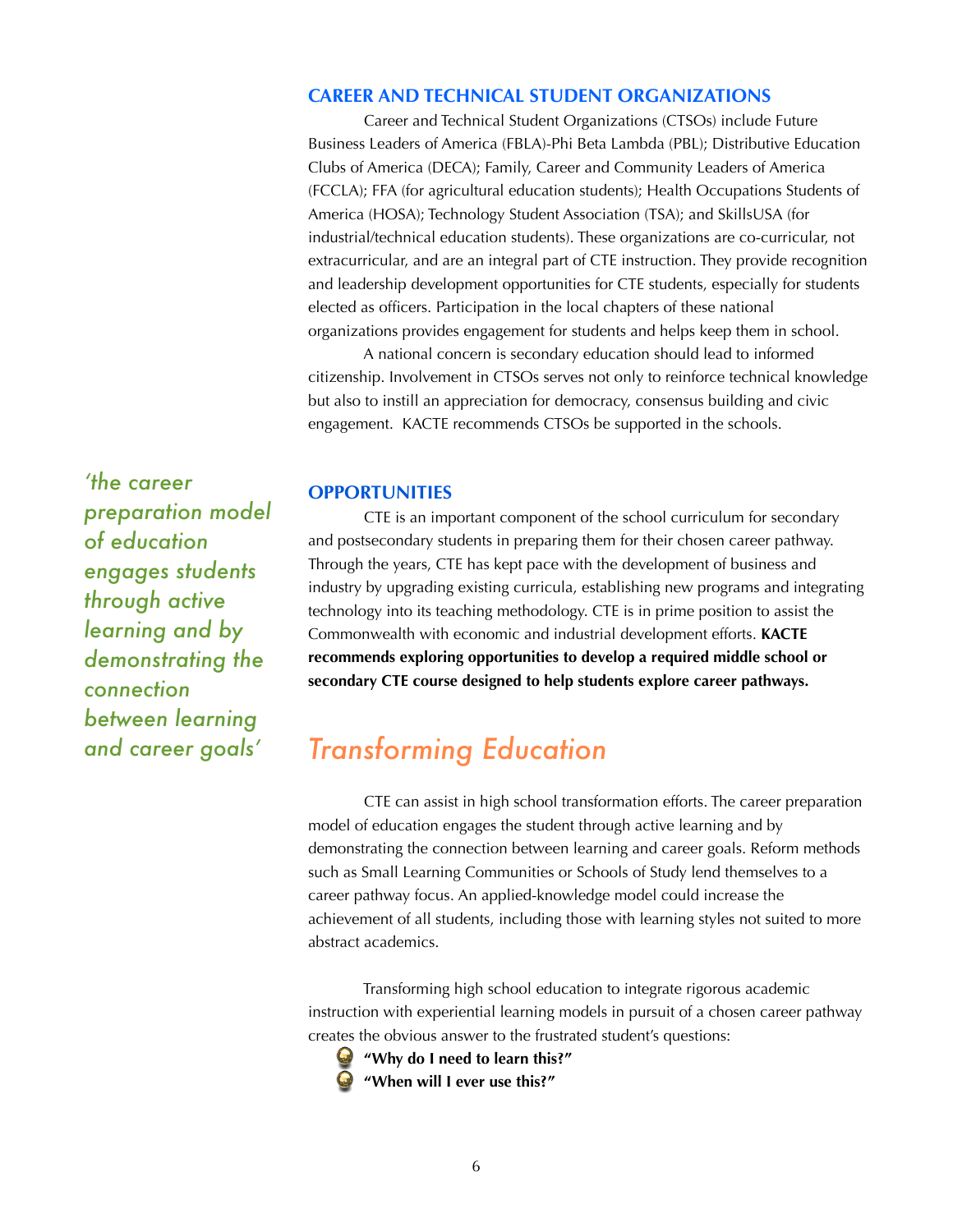## CAREER AND TECHNICAL STUDENT ORGANIZATIONS

Career and Technical Student Organizations (CTSOs) include Future Business Leaders of America (FBLA)-Phi Beta Lambda (PBL); Distributive Education Clubs of America (DECA); Family, Career and Community Leaders of America (FCCLA); FFA (for agricultural education students); Health Occupations Students of America (HOSA); Technology Student Association (TSA); and SkillsUSA (for industrial/technical education students). These organizations are co-curricular, not extracurricular, and are an integral part of CTE instruction. They provide recognition and leadership development opportunities for CTE students, especially for students elected as officers. Participation in the local chapters of these national organizations provides engagement for students and helps keep them in school.

A national concern is secondary education should lead to informed citizenship. Involvement in CTSOs serves not only to reinforce technical knowledge but also to instill an appreciation for democracy, consensus building and civic engagement. KACTE recommends CTSOs be supported in the schools.

*'the career preparation model of education engages students through active learning and by demonstrating the connection between learning and career goals'*

## OPPORTUNITIES

CTE is an important component of the school curriculum for secondary and postsecondary students in preparing them for their chosen career pathway. Through the years, CTE has kept pace with the development of business and industry by upgrading existing curricula, establishing new programs and integrating technology into its teaching methodology. CTE is in prime position to assist the Commonwealth with economic and industrial development efforts. **KACTE recommends exploring opportunities to develop a required middle school or secondary CTE course designed to help students explore career pathways.**

# *Transforming Education*

CTE can assist in high school transformation efforts. The career preparation model of education engages the student through active learning and by demonstrating the connection between learning and career goals. Reform methods such as Small Learning Communities or Schools of Study lend themselves to a career pathway focus. An applied-knowledge model could increase the achievement of all students, including those with learning styles not suited to more abstract academics.

Transforming high school education to integrate rigorous academic instruction with experiential learning models in pursuit of a chosen career pathway creates the obvious answer to the frustrated student's questions:

- **"Why do I need to learn this?"**
- **"When will I ever use this?"**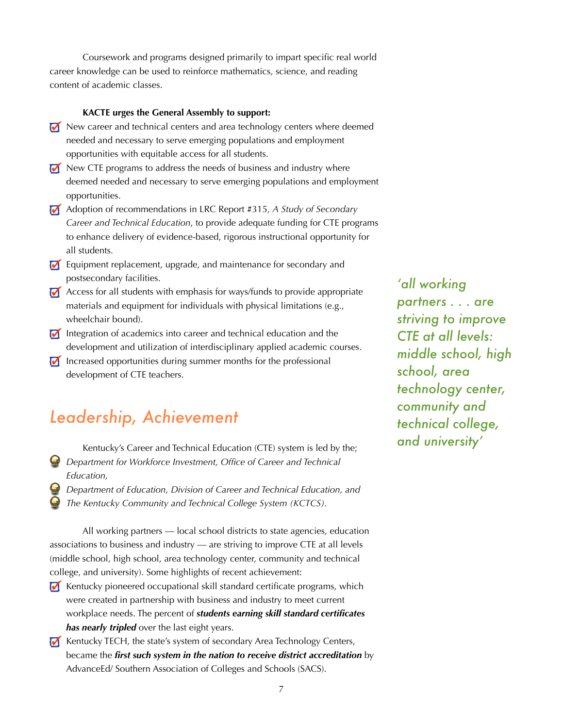Coursework and programs designed primarily to impart specific real world career knowledge can be used to reinforce mathematics, science, and reading content of academic classes.

**KACTE urges the General Assembly to support:**

- New career and technical centers and area technology centers where deemed needed and necessary to serve emerging populations and employment opportunities with equitable access for all students.
- New CTE programs to address the needs of business and industry where deemed needed and necessary to serve emerging populations and employment opportunities.
- Adoption of recommendations in LRC Report #315, *A Study of Secondary Career and Technical Education*, to provide adequate funding for CTE programs to enhance delivery of evidence-based, rigorous instructional opportunity for all students.
- Equipment replacement, upgrade, and maintenance for secondary and postsecondary facilities.
- Access for all students with emphasis for ways/funds to provide appropriate materials and equipment for individuals with physical limitations (e.g., wheelchair bound).
- Integration of academics into career and technical education and the development and utilization of interdisciplinary applied academic courses.
- Increased opportunities during summer months for the professional development of CTE teachers.

## *Leadership, Achievement*

Kentucky's Career and Technical Education (CTE) system is led by the;

- *Department for Workforce Investment, Office of Career and Technical Education,*
- *Department of Education, Division of Career and Technical Education, and*
- *The Kentucky Community and Technical College System (KCTCS).*

All working partners — local school districts to state agencies, education associations to business and industry — are striving to improve CTE at all levels (middle school, high school, area technology center, community and technical college, and university). Some highlights of recent achievement:

- Kentucky pioneered occupational skill standard certificate programs, which were created in partnership with business and industry to meet current workplace needs. The percent of ***students earning skill standard certificates has nearly tripled*** over the last eight years.
- Kentucky TECH, the state's system of secondary Area Technology Centers, became the ***first such system in the nation to receive district accreditation*** by AdvanceEd/ Southern Association of Colleges and Schools (SACS).

*'all working partners . . . are striving to improve CTE at all levels: middle school, high school, area technology center, community and technical college, and university'*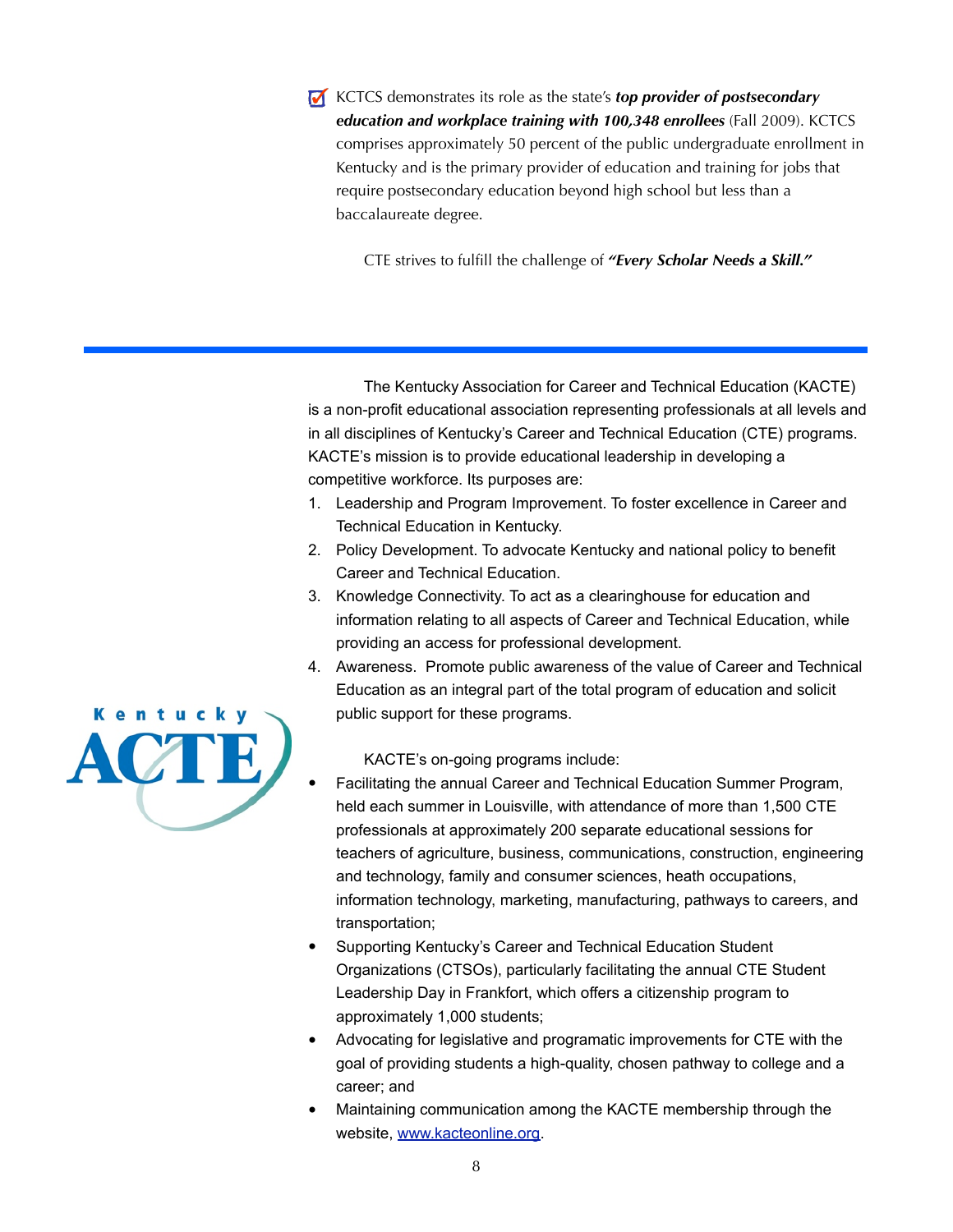☑ KCTCS demonstrates its role as the state's ***top provider of postsecondary education and workplace training with 100,348 enrollees*** (Fall 2009). KCTCS comprises approximately 50 percent of the public undergraduate enrollment in Kentucky and is the primary provider of education and training for jobs that require postsecondary education beyond high school but less than a baccalaureate degree.

CTE strives to fulfill the challenge of ***"Every Scholar Needs a Skill."***

---

The Kentucky Association for Career and Technical Education (KACTE) is a non-profit educational association representing professionals at all levels and in all disciplines of Kentucky's Career and Technical Education (CTE) programs. KACTE's mission is to provide educational leadership in developing a competitive workforce. Its purposes are:

1. Leadership and Program Improvement. To foster excellence in Career and Technical Education in Kentucky.
2. Policy Development. To advocate Kentucky and national policy to benefit Career and Technical Education.
3. Knowledge Connectivity. To act as a clearinghouse for education and information relating to all aspects of Career and Technical Education, while providing an access for professional development.
4. Awareness. Promote public awareness of the value of Career and Technical Education as an integral part of the total program of education and solicit public support for these programs.

Kentucky ACTE

KACTE's on-going programs include:

- Facilitating the annual Career and Technical Education Summer Program, held each summer in Louisville, with attendance of more than 1,500 CTE professionals at approximately 200 separate educational sessions for teachers of agriculture, business, communications, construction, engineering and technology, family and consumer sciences, heath occupations, information technology, marketing, manufacturing, pathways to careers, and transportation;
- Supporting Kentucky's Career and Technical Education Student Organizations (CTSOs), particularly facilitating the annual CTE Student Leadership Day in Frankfort, which offers a citizenship program to approximately 1,000 students;
- Advocating for legislative and programatic improvements for CTE with the goal of providing students a high-quality, chosen pathway to college and a career; and
- Maintaining communication among the KACTE membership through the website, [www.kacteonline.org](http://www.kacteonline.org).